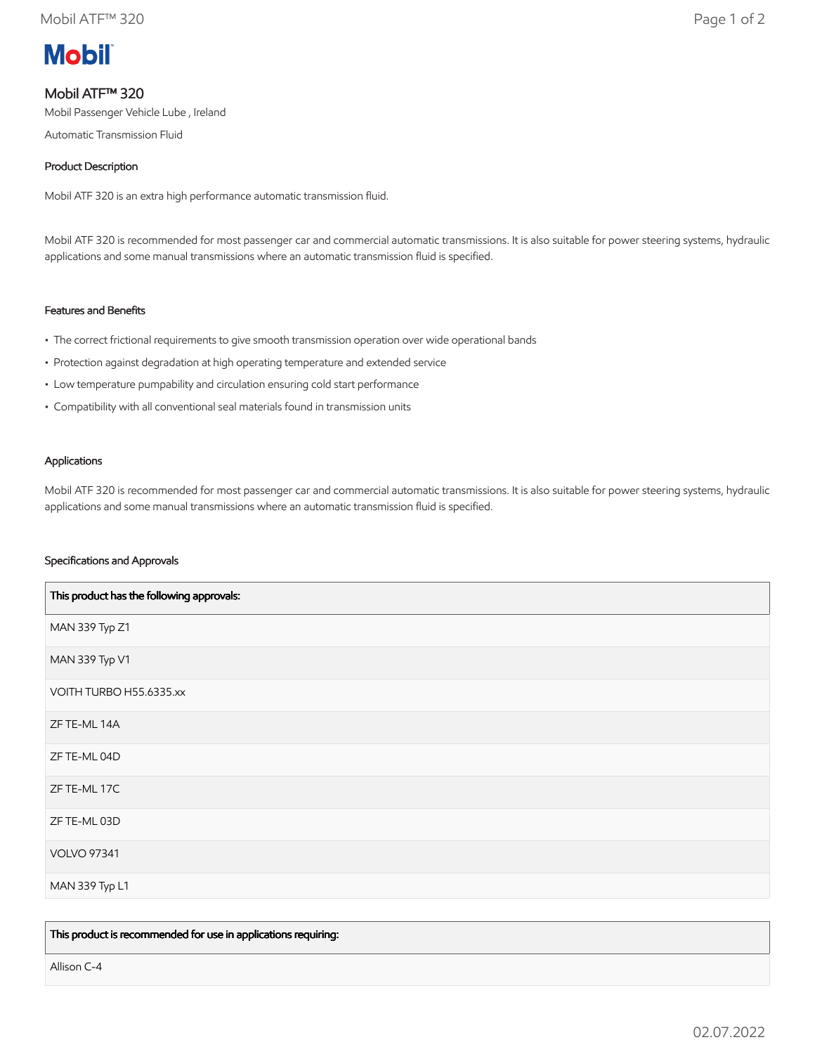Mobil

# Mobil ATF™ 320

Mobil Passenger Vehicle Lube , Ireland

Automatic Transmission Fluid

## Product Description

Mobil ATF 320 is an extra high performance automatic transmission fluid.

Mobil ATF 320 is recommended for most passenger car and commercial automatic transmissions. It is also suitable for power steering systems, hydraulic applications and some manual transmissions where an automatic transmission fluid is specified.

## Features and Benefits

- The correct frictional requirements to give smooth transmission operation over wide operational bands
- Protection against degradation at high operating temperature and extended service
- Low temperature pumpability and circulation ensuring cold start performance
- Compatibility with all conventional seal materials found in transmission units

## Applications

Mobil ATF 320 is recommended for most passenger car and commercial automatic transmissions. It is also suitable for power steering systems, hydraulic applications and some manual transmissions where an automatic transmission fluid is specified.

## Specifications and Approvals

| This product has the following approvals: |
| --- |
| MAN 339 Typ Z1 |
| MAN 339 Typ V1 |
| VOITH TURBO H55.6335.xx |
| ZF TE-ML 14A |
| ZF TE-ML 04D |
| ZF TE-ML 17C |
| ZF TE-ML 03D |
| VOLVO 97341 |
| MAN 339 Typ L1 |

| This product is recommended for use in applications requiring: |
| --- |
| Allison C-4 |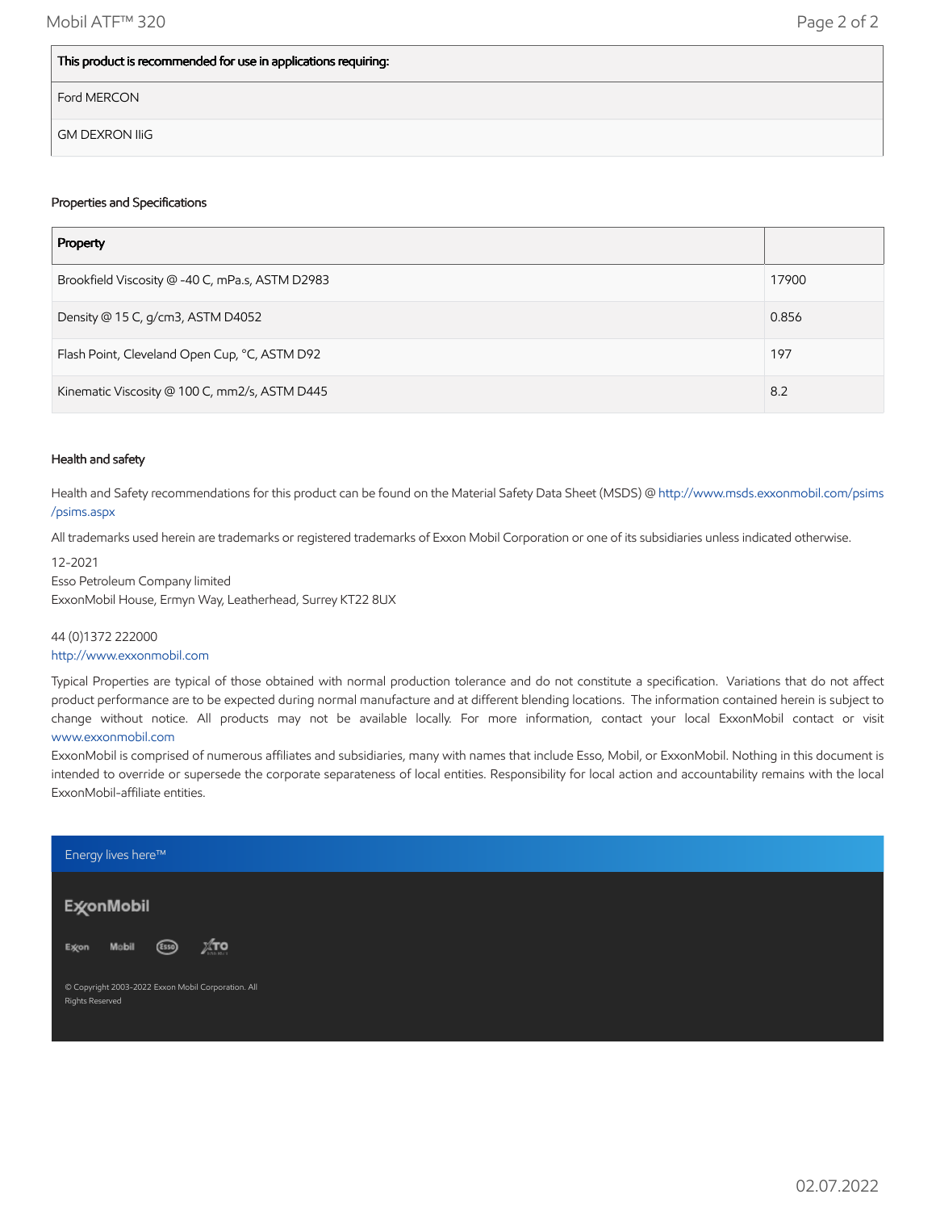| This product is recommended for use in applications requiring: |
|---|
| Ford MERCON |
| GM DEXRON IIiG |

### Properties and Specifications

| Property | |
|---|---|
| Brookfield Viscosity @ -40 C, mPa.s, ASTM D2983 | 17900 |
| Density @ 15 C, g/cm3, ASTM D4052 | 0.856 |
| Flash Point, Cleveland Open Cup, °C, ASTM D92 | 197 |
| Kinematic Viscosity @ 100 C, mm2/s, ASTM D445 | 8.2 |

### Health and safety

Health and Safety recommendations for this product can be found on the Material Safety Data Sheet (MSDS) @ http://www.msds.exxonmobil.com/psims/psims.aspx

All trademarks used herein are trademarks or registered trademarks of Exxon Mobil Corporation or one of its subsidiaries unless indicated otherwise.

12-2021
Esso Petroleum Company limited
ExxonMobil House, Ermyn Way, Leatherhead, Surrey KT22 8UX

44 (0)1372 222000
http://www.exxonmobil.com

Typical Properties are typical of those obtained with normal production tolerance and do not constitute a specification. Variations that do not affect product performance are to be expected during normal manufacture and at different blending locations. The information contained herein is subject to change without notice. All products may not be available locally. For more information, contact your local ExxonMobil contact or visit www.exxonmobil.com
ExxonMobil is comprised of numerous affiliates and subsidiaries, many with names that include Esso, Mobil, or ExxonMobil. Nothing in this document is intended to override or supersede the corporate separateness of local entities. Responsibility for local action and accountability remains with the local ExxonMobil-affiliate entities.

Energy lives here™

ExxonMobil

Exxon Mobil Esso XTO

© Copyright 2003-2022 Exxon Mobil Corporation. All Rights Reserved

02.07.2022